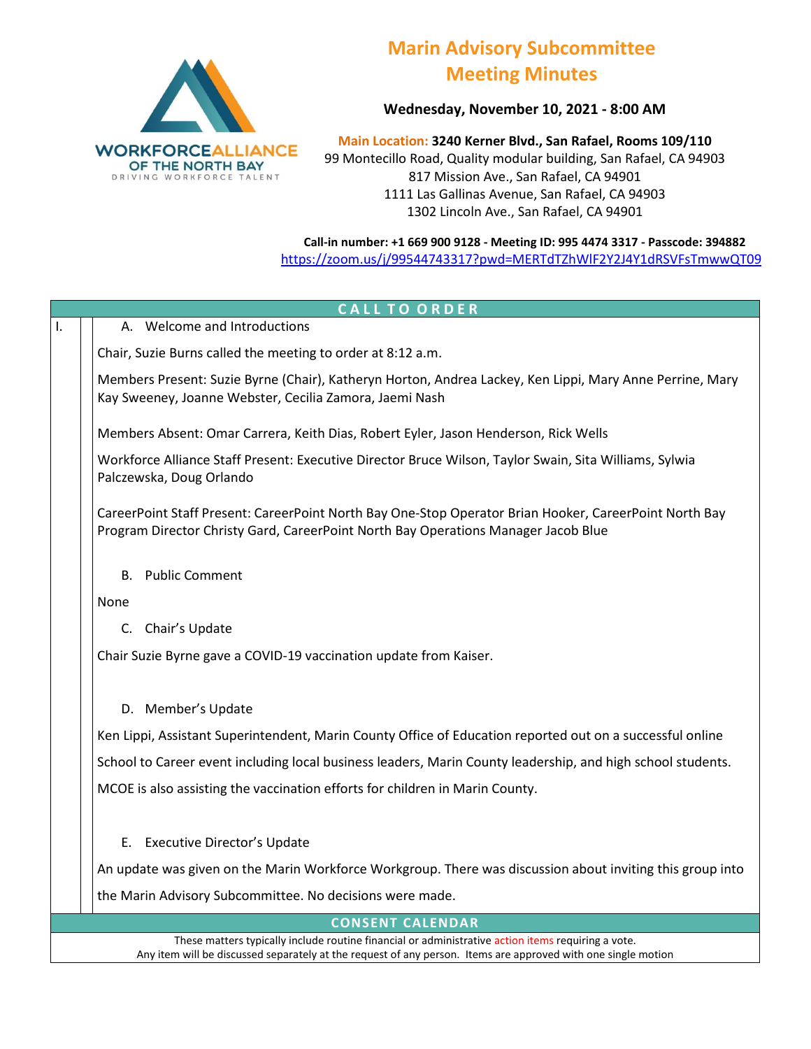# Marin Advisory Subcommittee
# Meeting Minutes

**Wednesday, November 10, 2021 - 8:00 AM**

Main Location: **3240 Kerner Blvd., San Rafael, Rooms 109/110**
99 Montecillo Road, Quality modular building, San Rafael, CA 94903
817 Mission Ave., San Rafael, CA 94901
1111 Las Gallinas Avenue, San Rafael, CA 94903
1302 Lincoln Ave., San Rafael, CA 94901

**Call-in number: +1 669 900 9128 - Meeting ID: 995 4474 3317 - Passcode: 394882**
https://zoom.us/j/99544743317?pwd=MERTdTZhWlF2Y2J4Y1dRSVFsTmwwQT09

## CALL TO ORDER

I.

A. Welcome and Introductions

Chair, Suzie Burns called the meeting to order at 8:12 a.m.

Members Present: Suzie Byrne (Chair), Katheryn Horton, Andrea Lackey, Ken Lippi, Mary Anne Perrine, Mary Kay Sweeney, Joanne Webster, Cecilia Zamora, Jaemi Nash

Members Absent: Omar Carrera, Keith Dias, Robert Eyler, Jason Henderson, Rick Wells

Workforce Alliance Staff Present: Executive Director Bruce Wilson, Taylor Swain, Sita Williams, Sylwia Palczewska, Doug Orlando

CareerPoint Staff Present: CareerPoint North Bay One-Stop Operator Brian Hooker, CareerPoint North Bay Program Director Christy Gard, CareerPoint North Bay Operations Manager Jacob Blue

B. Public Comment

None

C. Chair's Update

Chair Suzie Byrne gave a COVID-19 vaccination update from Kaiser.

D. Member's Update

Ken Lippi, Assistant Superintendent, Marin County Office of Education reported out on a successful online School to Career event including local business leaders, Marin County leadership, and high school students. MCOE is also assisting the vaccination efforts for children in Marin County.

E. Executive Director's Update

An update was given on the Marin Workforce Workgroup. There was discussion about inviting this group into the Marin Advisory Subcommittee. No decisions were made.

## CONSENT CALENDAR

These matters typically include routine financial or administrative action items requiring a vote.
Any item will be discussed separately at the request of any person. Items are approved with one single motion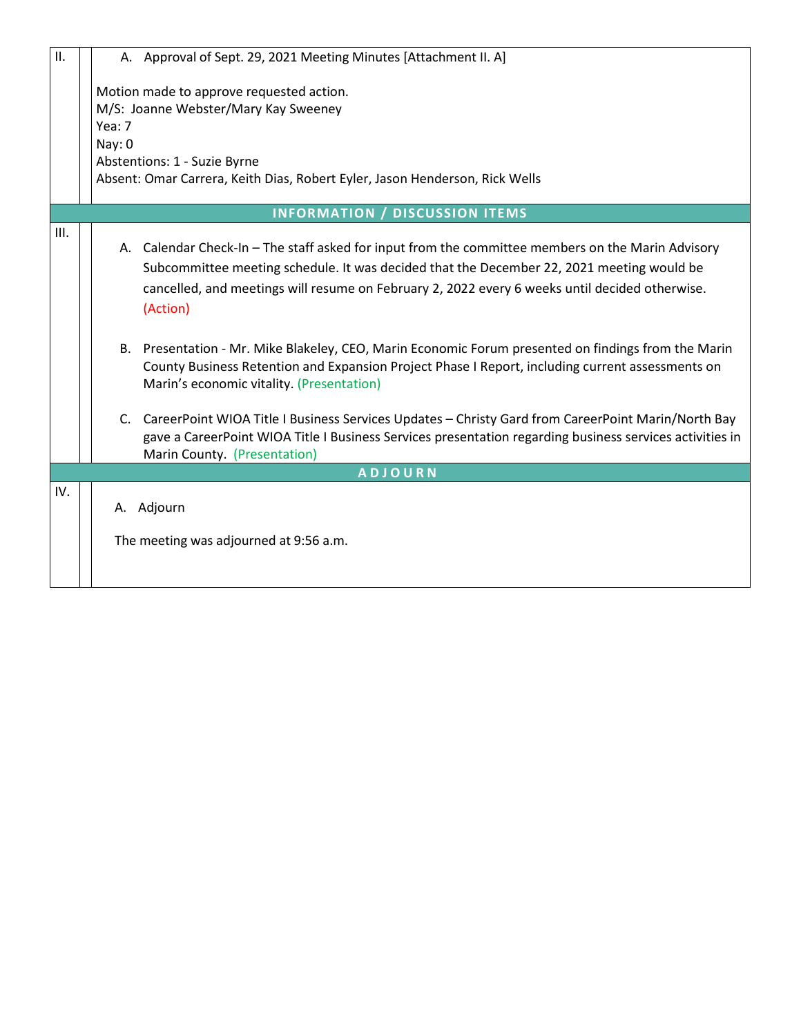II.

A. Approval of Sept. 29, 2021 Meeting Minutes [Attachment II. A]

Motion made to approve requested action.
M/S: Joanne Webster/Mary Kay Sweeney
Yea: 7
Nay: 0
Abstentions: 1 - Suzie Byrne
Absent: Omar Carrera, Keith Dias, Robert Eyler, Jason Henderson, Rick Wells

## INFORMATION / DISCUSSION ITEMS

III.

A. Calendar Check-In – The staff asked for input from the committee members on the Marin Advisory Subcommittee meeting schedule. It was decided that the December 22, 2021 meeting would be cancelled, and meetings will resume on February 2, 2022 every 6 weeks until decided otherwise. (Action)

B. Presentation - Mr. Mike Blakeley, CEO, Marin Economic Forum presented on findings from the Marin County Business Retention and Expansion Project Phase I Report, including current assessments on Marin's economic vitality. (Presentation)

C. CareerPoint WIOA Title I Business Services Updates – Christy Gard from CareerPoint Marin/North Bay gave a CareerPoint WIOA Title I Business Services presentation regarding business services activities in Marin County. (Presentation)

## ADJOURN

IV.

A. Adjourn

The meeting was adjourned at 9:56 a.m.